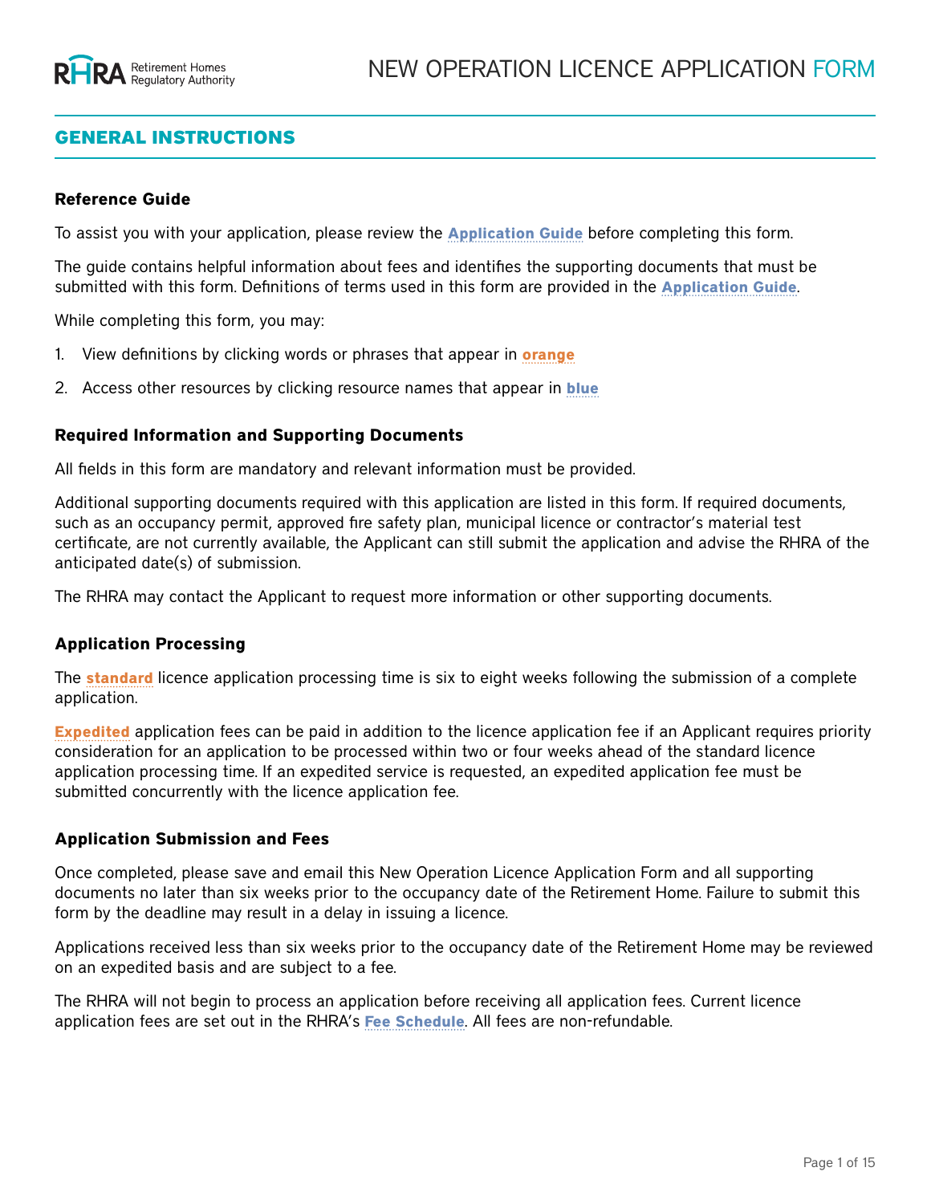# NEW OPERATION LICENCE APPLICATION FORM

## GENERAL INSTRUCTIONS

### Reference Guide

To assist you with your application, please review the **Application Guide** before completing this form.

The guide contains helpful information about fees and identifies the supporting documents that must be submitted with this form. Definitions of terms used in this form are provided in the **Application Guide**.

While completing this form, you may:

1. View definitions by clicking words or phrases that appear in **orange**
2. Access other resources by clicking resource names that appear in **blue**

### Required Information and Supporting Documents

All fields in this form are mandatory and relevant information must be provided.

Additional supporting documents required with this application are listed in this form. If required documents, such as an occupancy permit, approved fire safety plan, municipal licence or contractor's material test certificate, are not currently available, the Applicant can still submit the application and advise the RHRA of the anticipated date(s) of submission.

The RHRA may contact the Applicant to request more information or other supporting documents.

### Application Processing

The **standard** licence application processing time is six to eight weeks following the submission of a complete application.

**Expedited** application fees can be paid in addition to the licence application fee if an Applicant requires priority consideration for an application to be processed within two or four weeks ahead of the standard licence application processing time. If an expedited service is requested, an expedited application fee must be submitted concurrently with the licence application fee.

### Application Submission and Fees

Once completed, please save and email this New Operation Licence Application Form and all supporting documents no later than six weeks prior to the occupancy date of the Retirement Home. Failure to submit this form by the deadline may result in a delay in issuing a licence.

Applications received less than six weeks prior to the occupancy date of the Retirement Home may be reviewed on an expedited basis and are subject to a fee.

The RHRA will not begin to process an application before receiving all application fees. Current licence application fees are set out in the RHRA's **Fee Schedule**. All fees are non-refundable.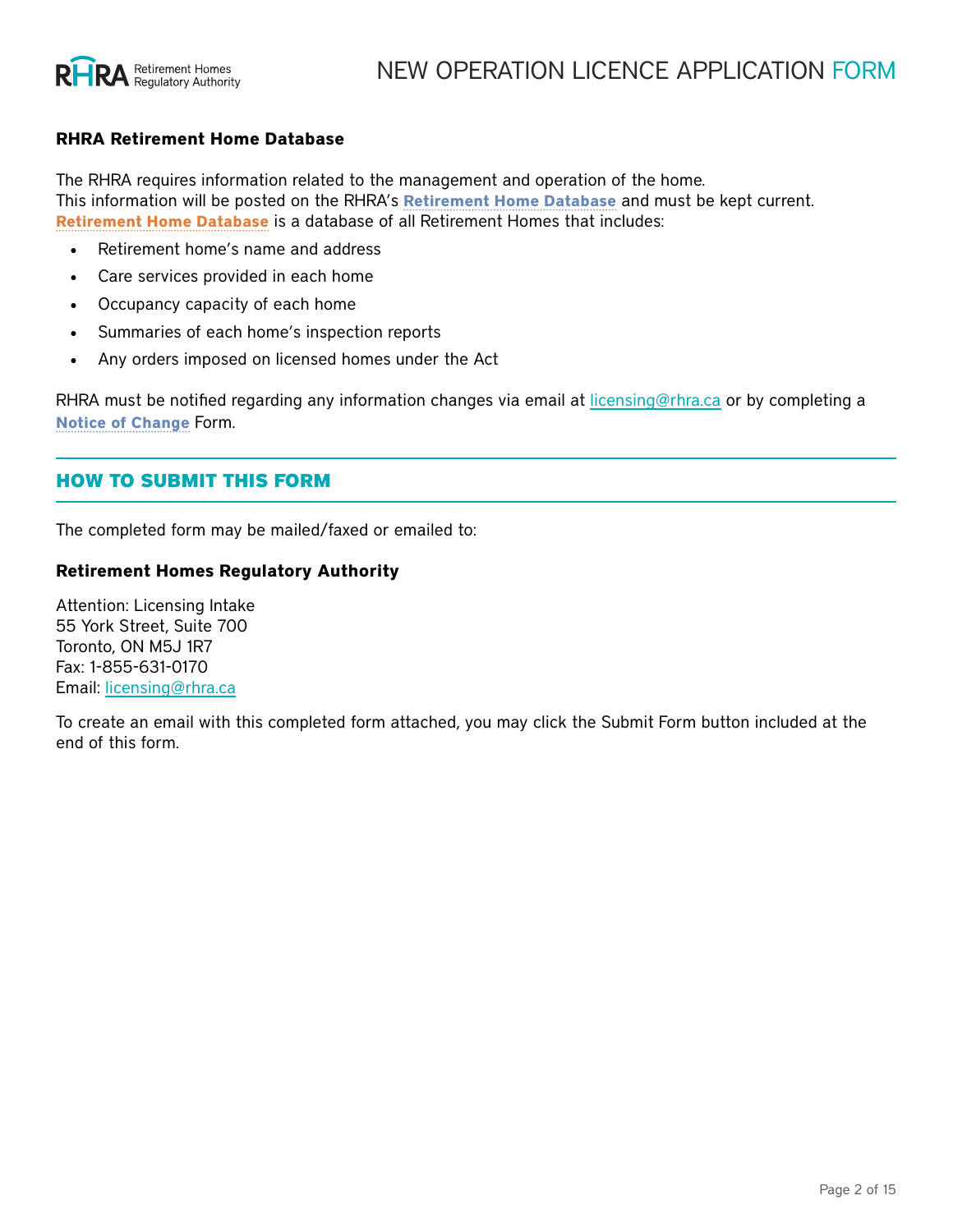### RHRA Retirement Home Database

The RHRA requires information related to the management and operation of the home.
This information will be posted on the RHRA's **Retirement Home Database** and must be kept current.
**Retirement Home Database** is a database of all Retirement Homes that includes:

- Retirement home's name and address
- Care services provided in each home
- Occupancy capacity of each home
- Summaries of each home's inspection reports
- Any orders imposed on licensed homes under the Act

RHRA must be notified regarding any information changes via email at licensing@rhra.ca or by completing a **Notice of Change** Form.

## HOW TO SUBMIT THIS FORM

The completed form may be mailed/faxed or emailed to:

**Retirement Homes Regulatory Authority**

Attention: Licensing Intake
55 York Street, Suite 700
Toronto, ON M5J 1R7
Fax: 1-855-631-0170
Email: licensing@rhra.ca

To create an email with this completed form attached, you may click the Submit Form button included at the end of this form.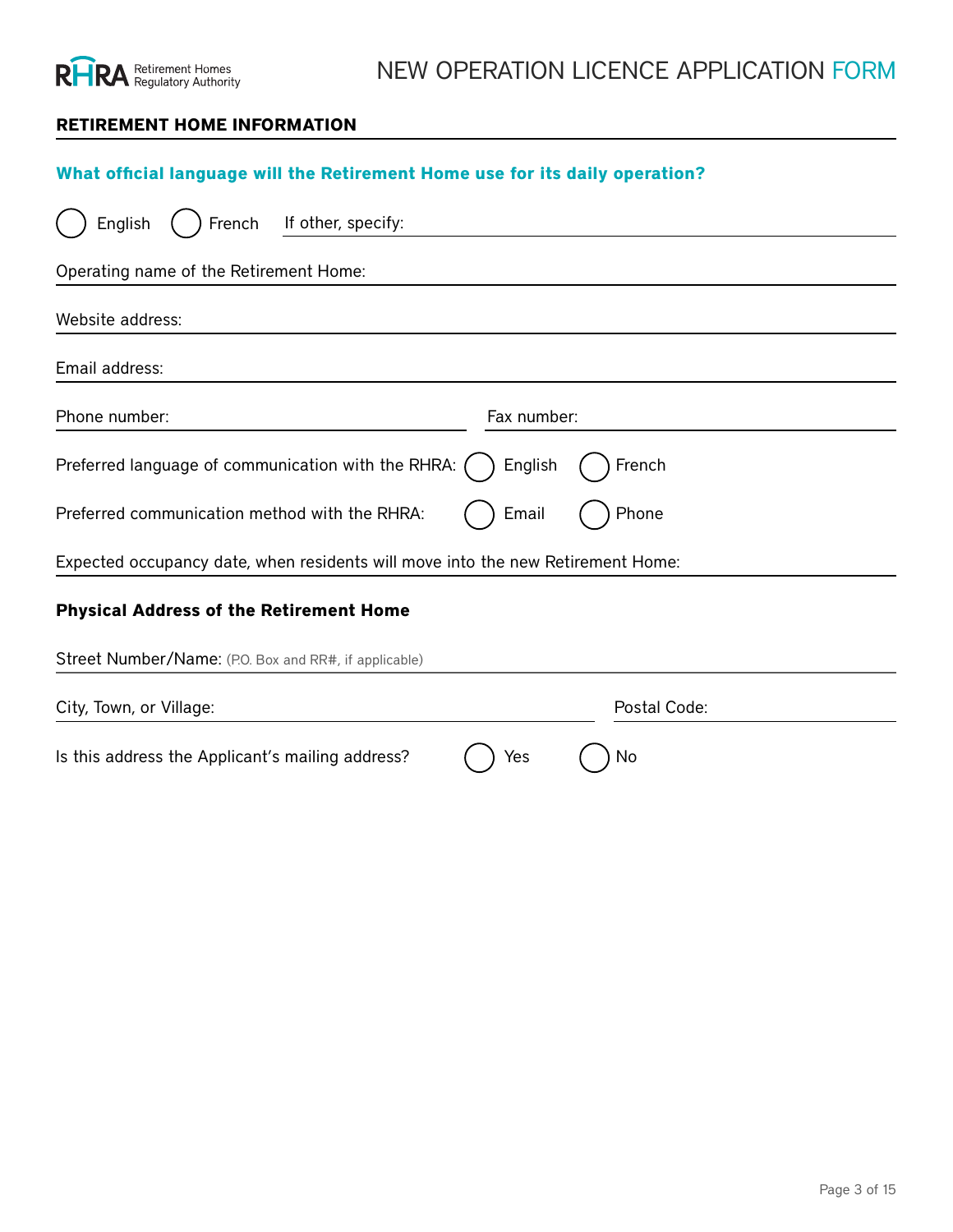## RETIREMENT HOME INFORMATION

**What official language will the Retirement Home use for its daily operation?**

○ English ○ French If other, specify: ______________________________

Operating name of the Retirement Home: ______________________________

Website address: ______________________________

Email address: ______________________________

Phone number: ______________________ Fax number: ______________________

Preferred language of communication with the RHRA: ○ English ○ French

Preferred communication method with the RHRA: ○ Email ○ Phone

Expected occupancy date, when residents will move into the new Retirement Home: ______________________________

### Physical Address of the Retirement Home

Street Number/Name: (P.O. Box and RR#, if applicable) ______________________________

City, Town, or Village: ______________________ Postal Code: ______________________

Is this address the Applicant's mailing address? ○ Yes ○ No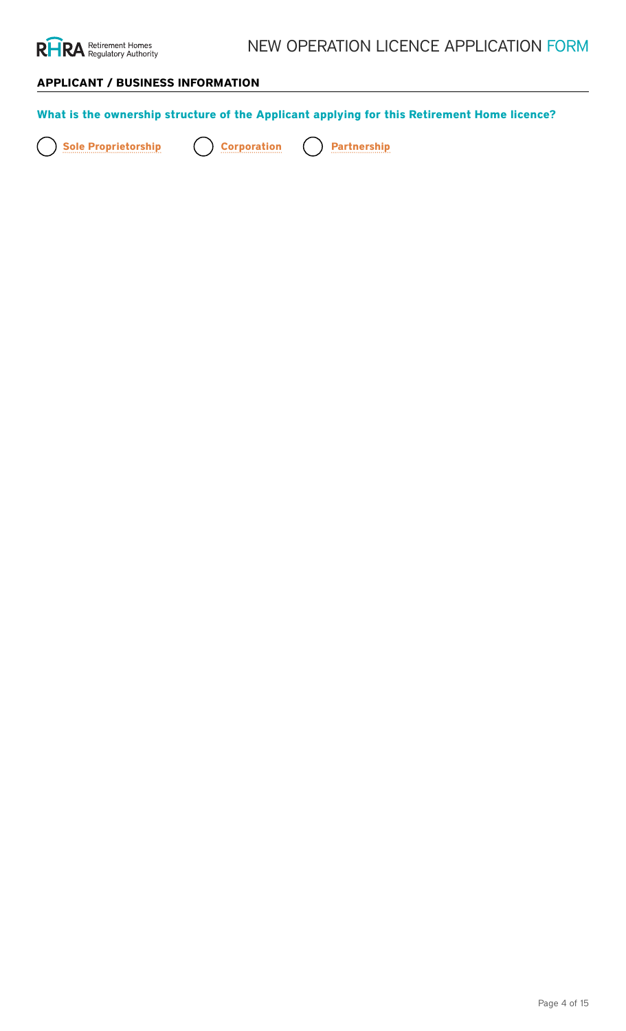## APPLICANT / BUSINESS INFORMATION

**What is the ownership structure of the Applicant applying for this Retirement Home licence?**

- ( ) **Sole Proprietorship**
- ( ) **Corporation**
- ( ) **Partnership**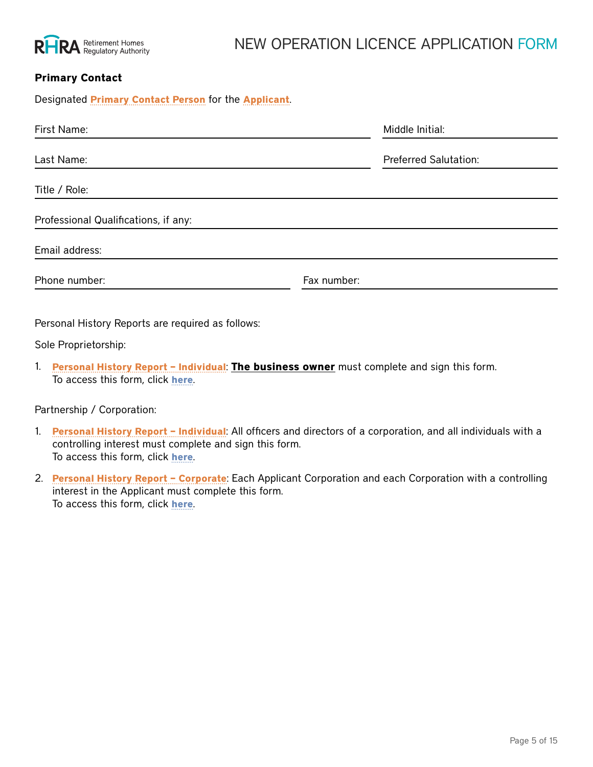**Primary Contact**

Designated **Primary Contact Person** for the **Applicant**.

First Name: ______________________ Middle Initial: ______

Last Name: ______________________ Preferred Salutation: ______

Title / Role: ______________________

Professional Qualifications, if any: ______________________

Email address: ______________________

Phone number: ______________________ Fax number: ______________________

Personal History Reports are required as follows:

Sole Proprietorship:

1. **Personal History Report – Individual**: **The business owner** must complete and sign this form.
   To access this form, click **here**.

Partnership / Corporation:

1. **Personal History Report – Individual**: All officers and directors of a corporation, and all individuals with a controlling interest must complete and sign this form.
   To access this form, click **here**.
2. **Personal History Report – Corporate**: Each Applicant Corporation and each Corporation with a controlling interest in the Applicant must complete this form.
   To access this form, click **here**.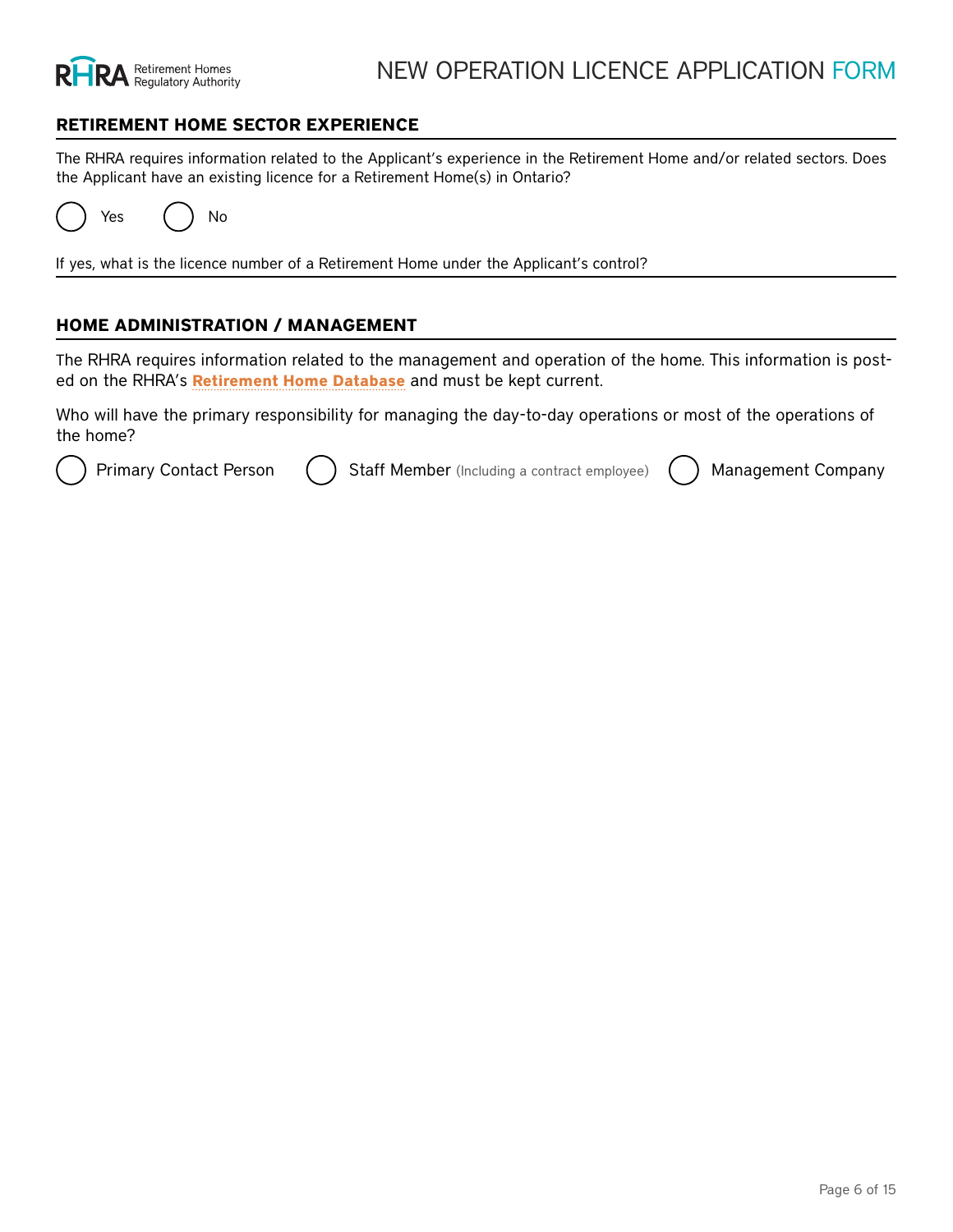## RETIREMENT HOME SECTOR EXPERIENCE

The RHRA requires information related to the Applicant's experience in the Retirement Home and/or related sectors. Does the Applicant have an existing licence for a Retirement Home(s) in Ontario?

◯ Yes ◯ No

If yes, what is the licence number of a Retirement Home under the Applicant's control?

## HOME ADMINISTRATION / MANAGEMENT

The RHRA requires information related to the management and operation of the home. This information is posted on the RHRA's **Retirement Home Database** and must be kept current.

Who will have the primary responsibility for managing the day-to-day operations or most of the operations of the home?

◯ Primary Contact Person ◯ Staff Member (Including a contract employee) ◯ Management Company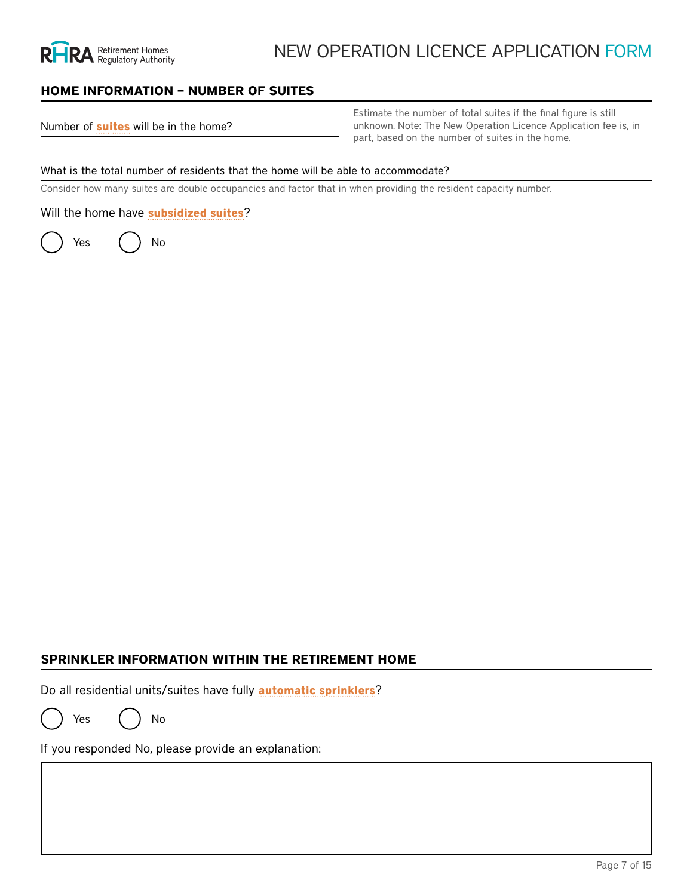## HOME INFORMATION – NUMBER OF SUITES

Number of **suites** will be in the home?

Estimate the number of total suites if the final figure is still unknown. Note: The New Operation Licence Application fee is, in part, based on the number of suites in the home.

What is the total number of residents that the home will be able to accommodate?

Consider how many suites are double occupancies and factor that in when providing the resident capacity number.

Will the home have **subsidized suites**?

- ( ) Yes
- ( ) No

## SPRINKLER INFORMATION WITHIN THE RETIREMENT HOME

Do all residential units/suites have fully **automatic sprinklers**?

- ( ) Yes
- ( ) No

If you responded No, please provide an explanation: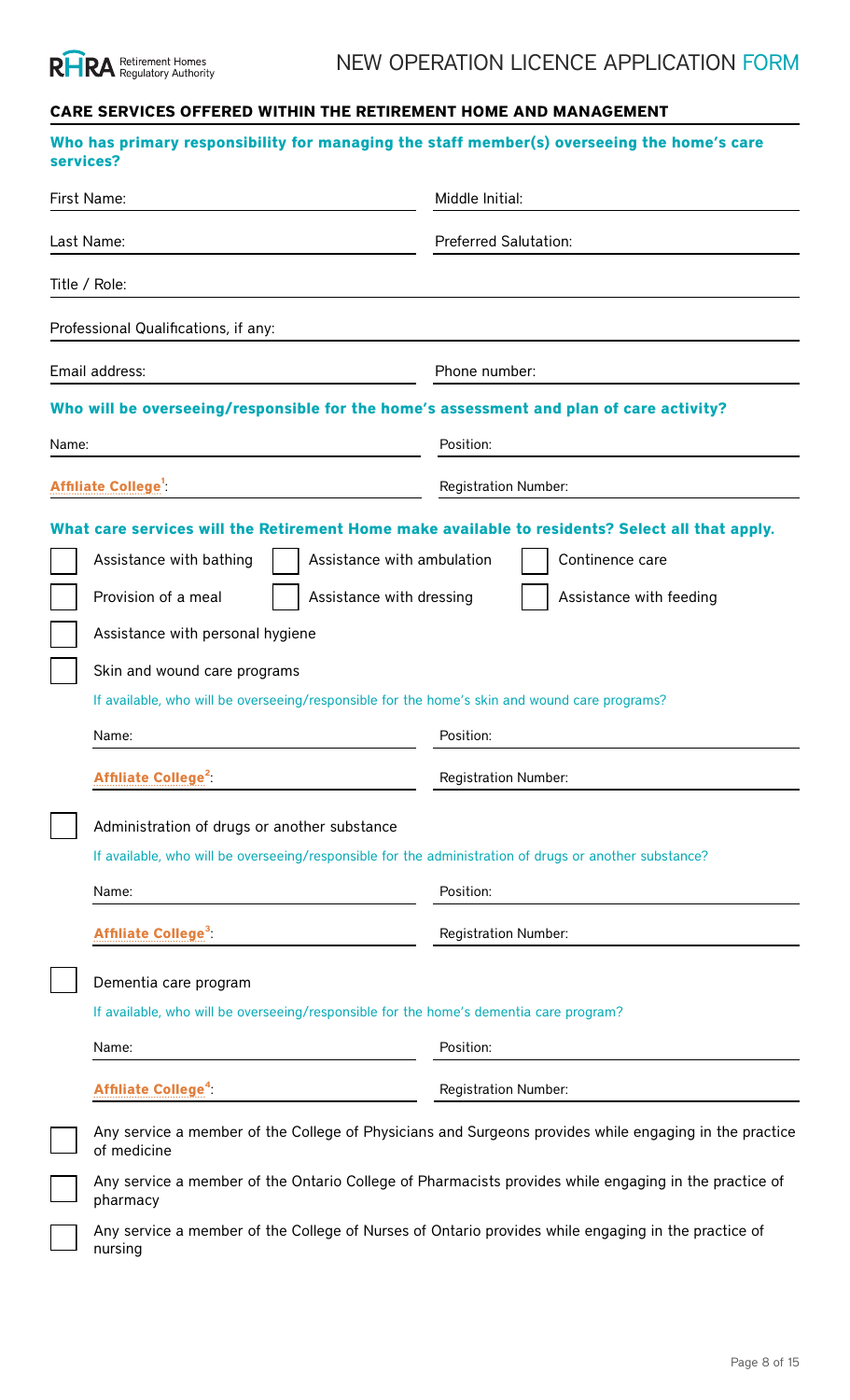## CARE SERVICES OFFERED WITHIN THE RETIREMENT HOME AND MANAGEMENT

### Who has primary responsibility for managing the staff member(s) overseeing the home's care services?

First Name: ______________________ Middle Initial: ______________________

Last Name: ______________________ Preferred Salutation: ______________________

Title / Role: ______________________

Professional Qualifications, if any: ______________________

Email address: ______________________ Phone number: ______________________

### Who will be overseeing/responsible for the home's assessment and plan of care activity?

Name: ______________________ Position: ______________________

Affiliate College[1]: ______________________ Registration Number: ______________________

### What care services will the Retirement Home make available to residents? Select all that apply.

- [ ] Assistance with bathing
- [ ] Assistance with ambulation
- [ ] Continence care
- [ ] Provision of a meal
- [ ] Assistance with dressing
- [ ] Assistance with feeding
- [ ] Assistance with personal hygiene
- [ ] Skin and wound care programs

  If available, who will be overseeing/responsible for the home's skin and wound care programs?

  Name: ______________________ Position: ______________________

  Affiliate College[2]: ______________________ Registration Number: ______________________

- [ ] Administration of drugs or another substance

  If available, who will be overseeing/responsible for the administration of drugs or another substance?

  Name: ______________________ Position: ______________________

  Affiliate College[3]: ______________________ Registration Number: ______________________

- [ ] Dementia care program

  If available, who will be overseeing/responsible for the home's dementia care program?

  Name: ______________________ Position: ______________________

  Affiliate College[4]: ______________________ Registration Number: ______________________

- [ ] Any service a member of the College of Physicians and Surgeons provides while engaging in the practice of medicine
- [ ] Any service a member of the Ontario College of Pharmacists provides while engaging in the practice of pharmacy
- [ ] Any service a member of the College of Nurses of Ontario provides while engaging in the practice of nursing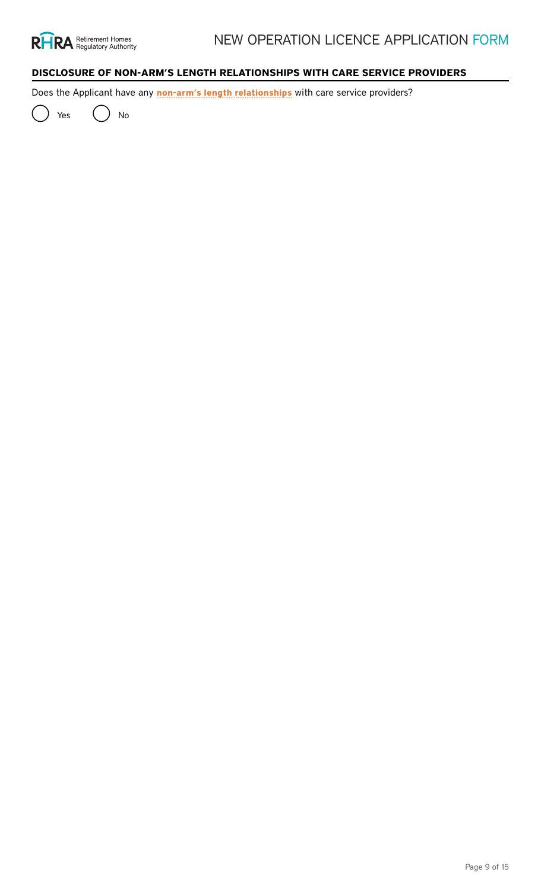## DISCLOSURE OF NON-ARM'S LENGTH RELATIONSHIPS WITH CARE SERVICE PROVIDERS

Does the Applicant have any **non-arm's length relationships** with care service providers?

( ) Yes ( ) No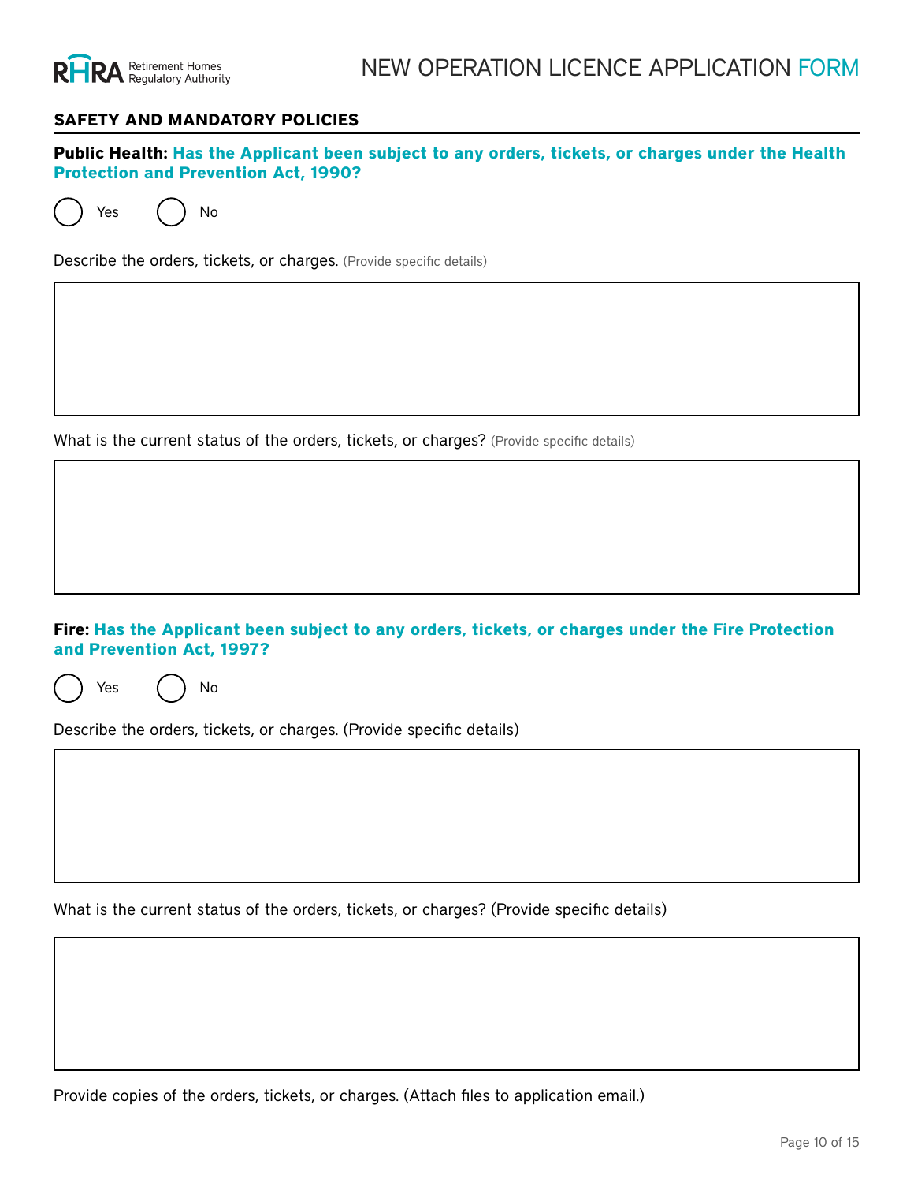## SAFETY AND MANDATORY POLICIES

**Public Health: Has the Applicant been subject to any orders, tickets, or charges under the Health Protection and Prevention Act, 1990?**

◯ Yes ◯ No

Describe the orders, tickets, or charges. (Provide specific details)

What is the current status of the orders, tickets, or charges? (Provide specific details)

**Fire: Has the Applicant been subject to any orders, tickets, or charges under the Fire Protection and Prevention Act, 1997?**

◯ Yes ◯ No

Describe the orders, tickets, or charges. (Provide specific details)

What is the current status of the orders, tickets, or charges? (Provide specific details)

Provide copies of the orders, tickets, or charges. (Attach files to application email.)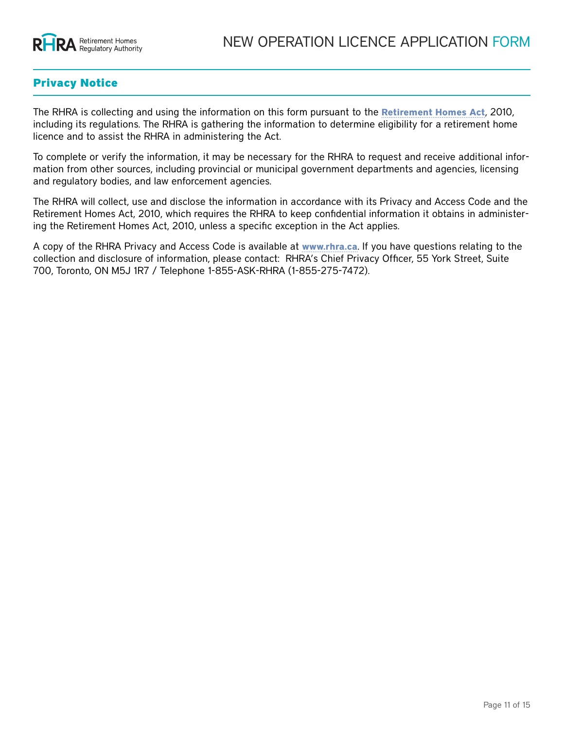## Privacy Notice

The RHRA is collecting and using the information on this form pursuant to the **Retirement Homes Act**, 2010, including its regulations. The RHRA is gathering the information to determine eligibility for a retirement home licence and to assist the RHRA in administering the Act.

To complete or verify the information, it may be necessary for the RHRA to request and receive additional information from other sources, including provincial or municipal government departments and agencies, licensing and regulatory bodies, and law enforcement agencies.

The RHRA will collect, use and disclose the information in accordance with its Privacy and Access Code and the Retirement Homes Act, 2010, which requires the RHRA to keep confidential information it obtains in administering the Retirement Homes Act, 2010, unless a specific exception in the Act applies.

A copy of the RHRA Privacy and Access Code is available at **www.rhra.ca**. If you have questions relating to the collection and disclosure of information, please contact: RHRA's Chief Privacy Officer, 55 York Street, Suite 700, Toronto, ON M5J 1R7 / Telephone 1-855-ASK-RHRA (1-855-275-7472).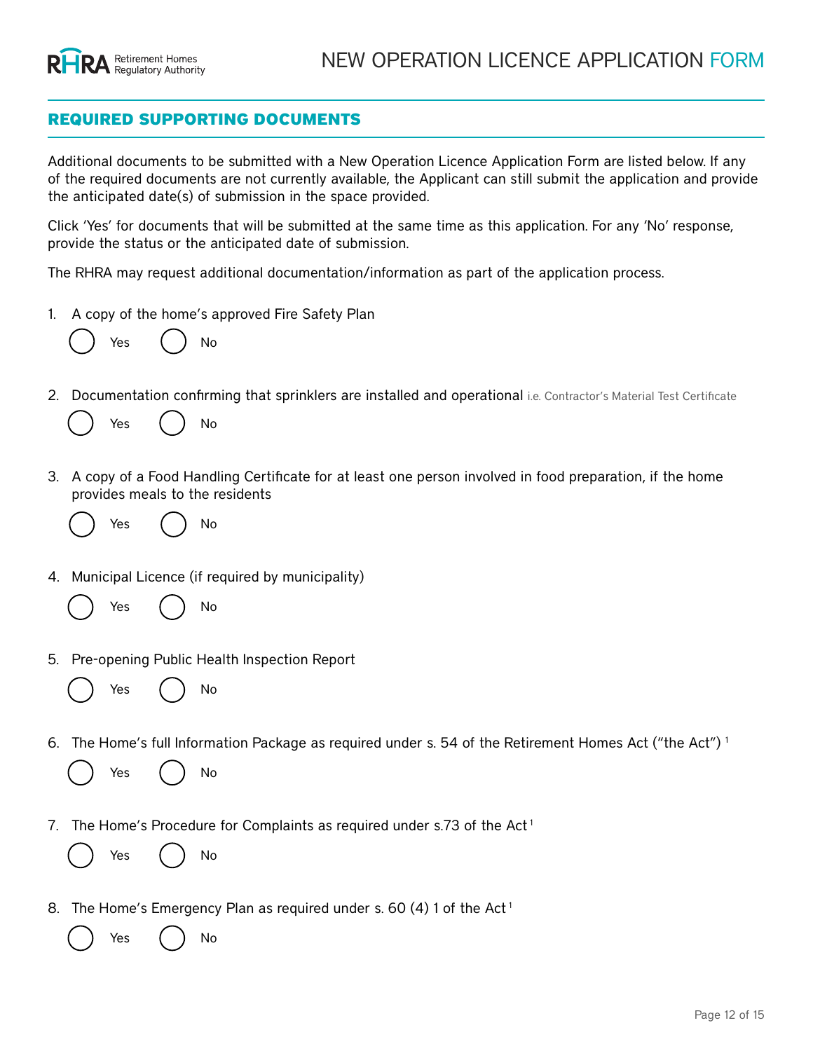## REQUIRED SUPPORTING DOCUMENTS

Additional documents to be submitted with a New Operation Licence Application Form are listed below. If any of the required documents are not currently available, the Applicant can still submit the application and provide the anticipated date(s) of submission in the space provided.

Click 'Yes' for documents that will be submitted at the same time as this application. For any 'No' response, provide the status or the anticipated date of submission.

The RHRA may request additional documentation/information as part of the application process.

1. A copy of the home's approved Fire Safety Plan

   ◯ Yes ◯ No

2. Documentation confirming that sprinklers are installed and operational i.e. Contractor's Material Test Certificate

   ◯ Yes ◯ No

3. A copy of a Food Handling Certificate for at least one person involved in food preparation, if the home provides meals to the residents

   ◯ Yes ◯ No

4. Municipal Licence (if required by municipality)

   ◯ Yes ◯ No

5. Pre-opening Public Health Inspection Report

   ◯ Yes ◯ No

6. The Home's full Information Package as required under s. 54 of the Retirement Homes Act ("the Act") [1]

   ◯ Yes ◯ No

7. The Home's Procedure for Complaints as required under s.73 of the Act [1]

   ◯ Yes ◯ No

8. The Home's Emergency Plan as required under s. 60 (4) 1 of the Act [1]

   ◯ Yes ◯ No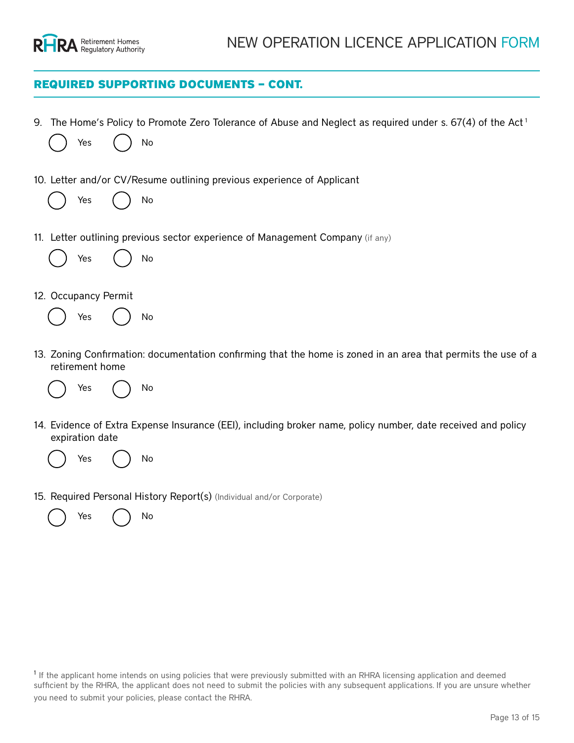## REQUIRED SUPPORTING DOCUMENTS – CONT.

9. The Home's Policy to Promote Zero Tolerance of Abuse and Neglect as required under s. 67(4) of the Act [1]

   ◯ Yes ◯ No

10. Letter and/or CV/Resume outlining previous experience of Applicant

    ◯ Yes ◯ No

11. Letter outlining previous sector experience of Management Company (if any)

    ◯ Yes ◯ No

12. Occupancy Permit

    ◯ Yes ◯ No

13. Zoning Confirmation: documentation confirming that the home is zoned in an area that permits the use of a retirement home

    ◯ Yes ◯ No

14. Evidence of Extra Expense Insurance (EEI), including broker name, policy number, date received and policy expiration date

    ◯ Yes ◯ No

15. Required Personal History Report(s) (Individual and/or Corporate)

    ◯ Yes ◯ No

[1] If the applicant home intends on using policies that were previously submitted with an RHRA licensing application and deemed sufficient by the RHRA, the applicant does not need to submit the policies with any subsequent applications. If you are unsure whether you need to submit your policies, please contact the RHRA.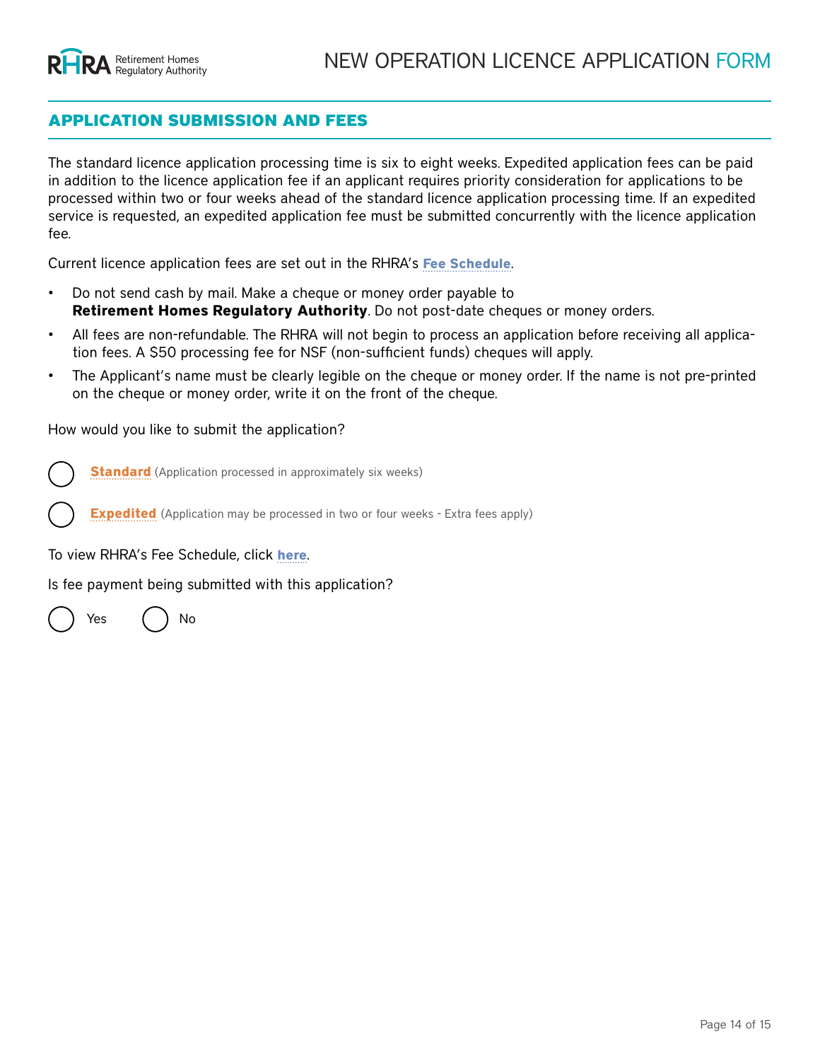## APPLICATION SUBMISSION AND FEES

The standard licence application processing time is six to eight weeks. Expedited application fees can be paid in addition to the licence application fee if an applicant requires priority consideration for applications to be processed within two or four weeks ahead of the standard licence application processing time. If an expedited service is requested, an expedited application fee must be submitted concurrently with the licence application fee.

Current licence application fees are set out in the RHRA's **Fee Schedule**.

- Do not send cash by mail. Make a cheque or money order payable to **Retirement Homes Regulatory Authority**. Do not post-date cheques or money orders.
- All fees are non-refundable. The RHRA will not begin to process an application before receiving all application fees. A $50 processing fee for NSF (non-sufficient funds) cheques will apply.
- The Applicant's name must be clearly legible on the cheque or money order. If the name is not pre-printed on the cheque or money order, write it on the front of the cheque.

How would you like to submit the application?

◯ **Standard** (Application processed in approximately six weeks)

◯ **Expedited** (Application may be processed in two or four weeks - Extra fees apply)

To view RHRA's Fee Schedule, click **here**.

Is fee payment being submitted with this application?

◯ Yes ◯ No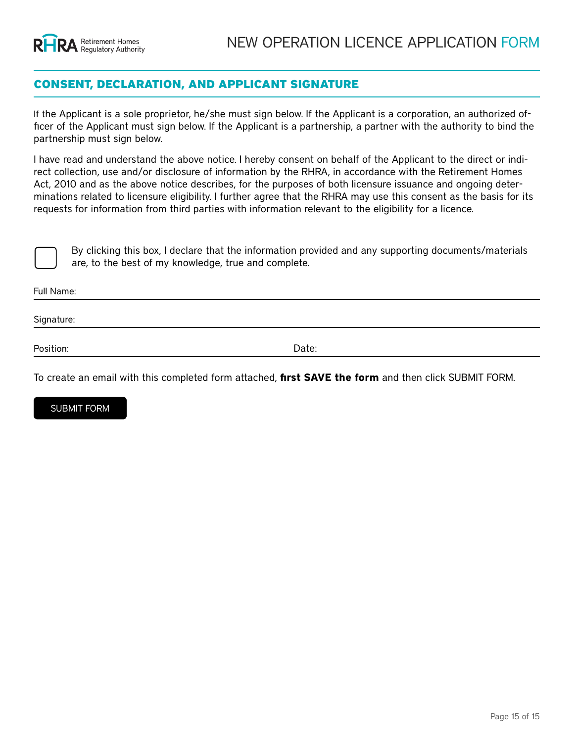## CONSENT, DECLARATION, AND APPLICANT SIGNATURE

If the Applicant is a sole proprietor, he/she must sign below. If the Applicant is a corporation, an authorized officer of the Applicant must sign below. If the Applicant is a partnership, a partner with the authority to bind the partnership must sign below.

I have read and understand the above notice. I hereby consent on behalf of the Applicant to the direct or indirect collection, use and/or disclosure of information by the RHRA, in accordance with the Retirement Homes Act, 2010 and as the above notice describes, for the purposes of both licensure issuance and ongoing determinations related to licensure eligibility. I further agree that the RHRA may use this consent as the basis for its requests for information from third parties with information relevant to the eligibility for a licence.

☐ By clicking this box, I declare that the information provided and any supporting documents/materials are, to the best of my knowledge, true and complete.

Full Name: ______________________________

Signature: ______________________________

Position: ______________________ Date: ______________________

To create an email with this completed form attached, **first SAVE the form** and then click SUBMIT FORM.

SUBMIT FORM